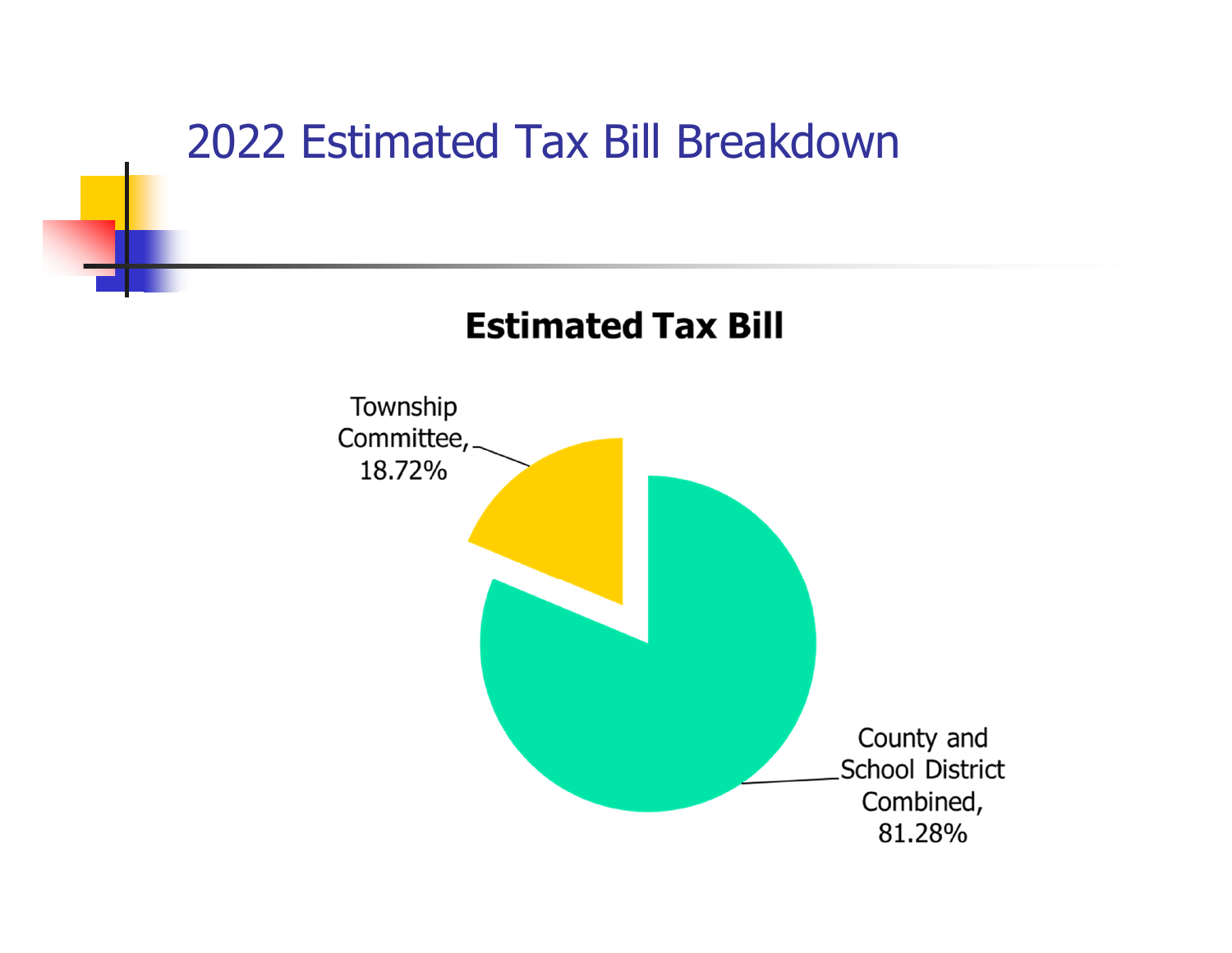# 2022 Estimated Tax Bill Breakdown

**Estimated Tax Bill**

Township Committee, 18.72%

County and School District Combined, 81.28%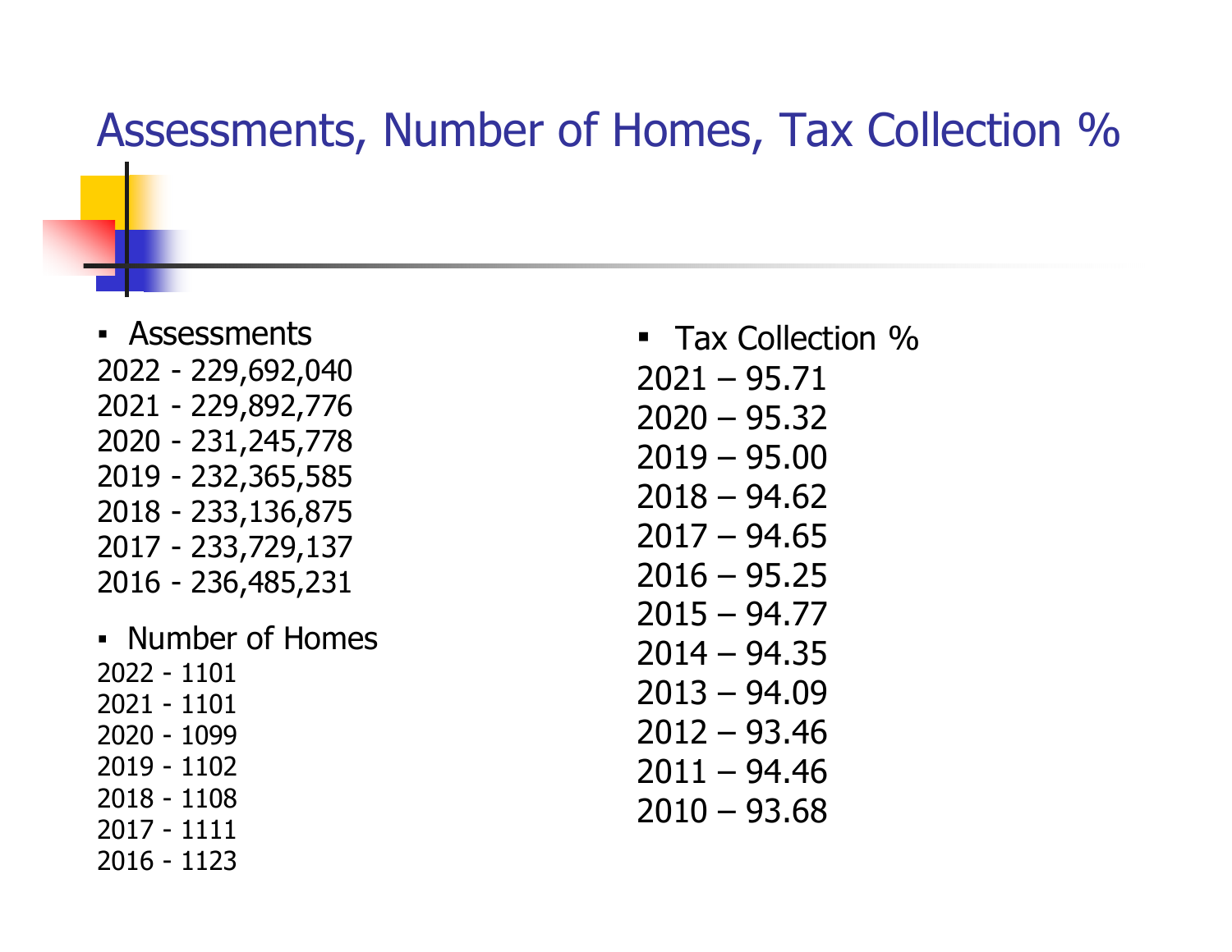# Assessments, Number of Homes, Tax Collection %

- Assessments

2022 - 229,692,040
2021 - 229,892,776
2020 - 231,245,778
2019 - 232,365,585
2018 - 233,136,875
2017 - 233,729,137
2016 - 236,485,231

- Number of Homes

2022 - 1101
2021 - 1101
2020 - 1099
2019 - 1102
2018 - 1108
2017 - 1111
2016 - 1123

- Tax Collection %

2021 – 95.71
2020 – 95.32
2019 – 95.00
2018 – 94.62
2017 – 94.65
2016 – 95.25
2015 – 94.77
2014 – 94.35
2013 – 94.09
2012 – 93.46
2011 – 94.46
2010 – 93.68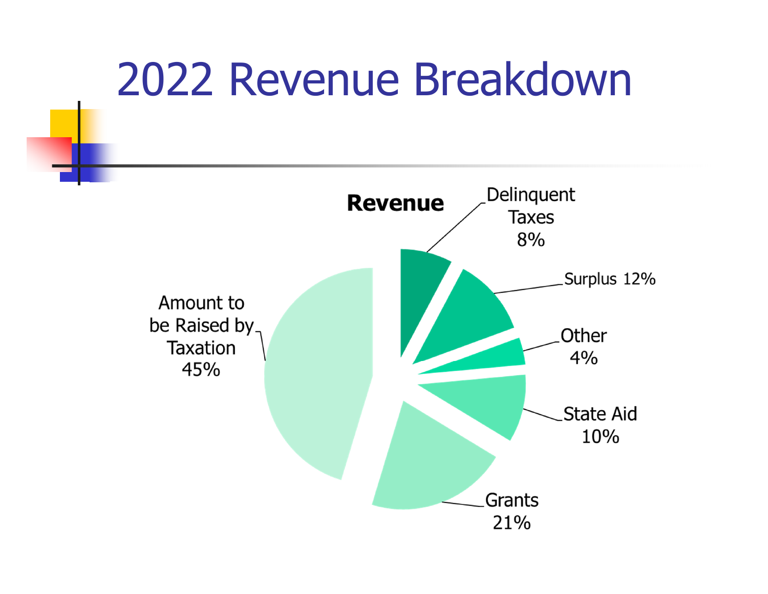# 2022 Revenue Breakdown

**Revenue**

- Delinquent Taxes 8%
- Surplus 12%
- Other 4%
- State Aid 10%
- Grants 21%
- Amount to be Raised by Taxation 45%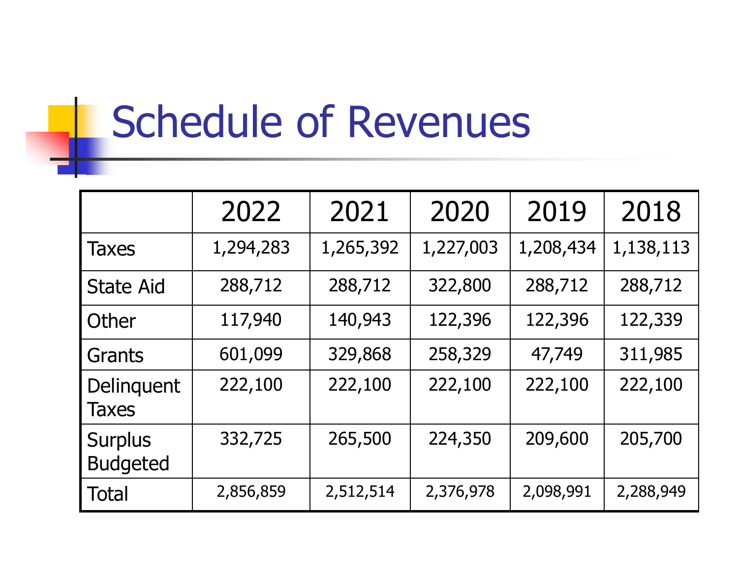# Schedule of Revenues

| | 2022 | 2021 | 2020 | 2019 | 2018 |
|---|---|---|---|---|---|
| Taxes | 1,294,283 | 1,265,392 | 1,227,003 | 1,208,434 | 1,138,113 |
| State Aid | 288,712 | 288,712 | 322,800 | 288,712 | 288,712 |
| Other | 117,940 | 140,943 | 122,396 | 122,396 | 122,339 |
| Grants | 601,099 | 329,868 | 258,329 | 47,749 | 311,985 |
| Delinquent Taxes | 222,100 | 222,100 | 222,100 | 222,100 | 222,100 |
| Surplus Budgeted | 332,725 | 265,500 | 224,350 | 209,600 | 205,700 |
| Total | 2,856,859 | 2,512,514 | 2,376,978 | 2,098,991 | 2,288,949 |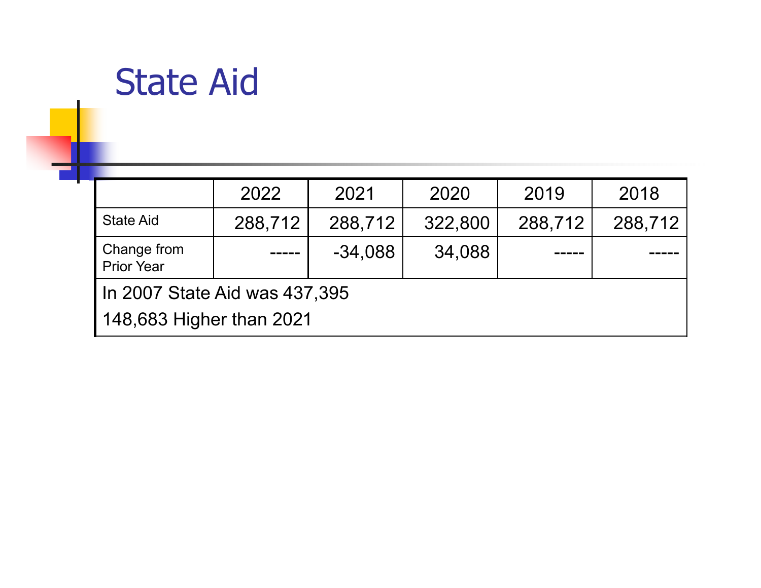# State Aid

| | 2022 | 2021 | 2020 | 2019 | 2018 |
|---|---|---|---|---|---|
| State Aid | 288,712 | 288,712 | 322,800 | 288,712 | 288,712 |
| Change from Prior Year | ----- | -34,088 | 34,088 | ----- | ----- |
| In 2007 State Aid was 437,395<br>148,683 Higher than 2021 | | | | | |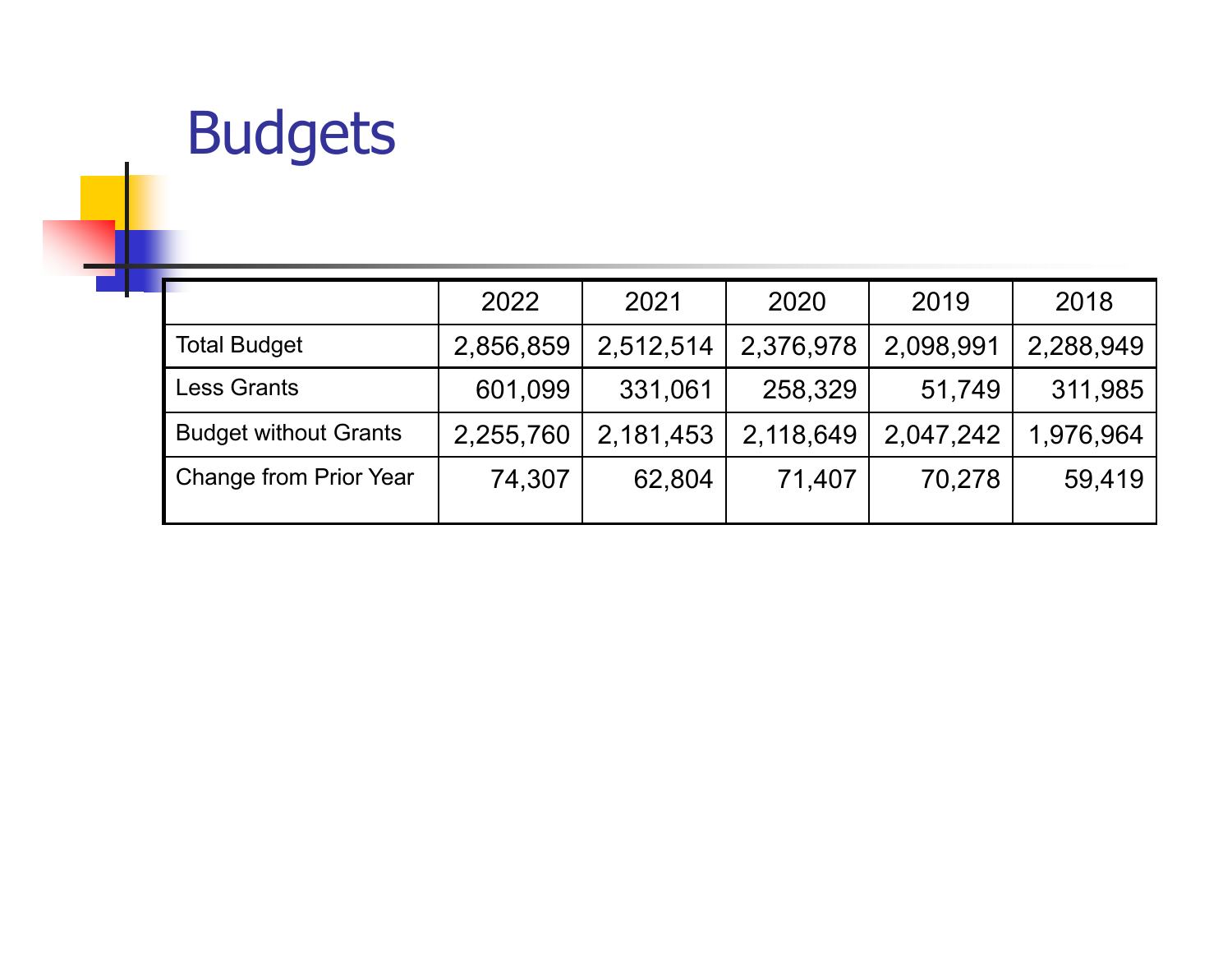# Budgets

| | 2022 | 2021 | 2020 | 2019 | 2018 |
|---|---|---|---|---|---|
| Total Budget | 2,856,859 | 2,512,514 | 2,376,978 | 2,098,991 | 2,288,949 |
| Less Grants | 601,099 | 331,061 | 258,329 | 51,749 | 311,985 |
| Budget without Grants | 2,255,760 | 2,181,453 | 2,118,649 | 2,047,242 | 1,976,964 |
| Change from Prior Year | 74,307 | 62,804 | 71,407 | 70,278 | 59,419 |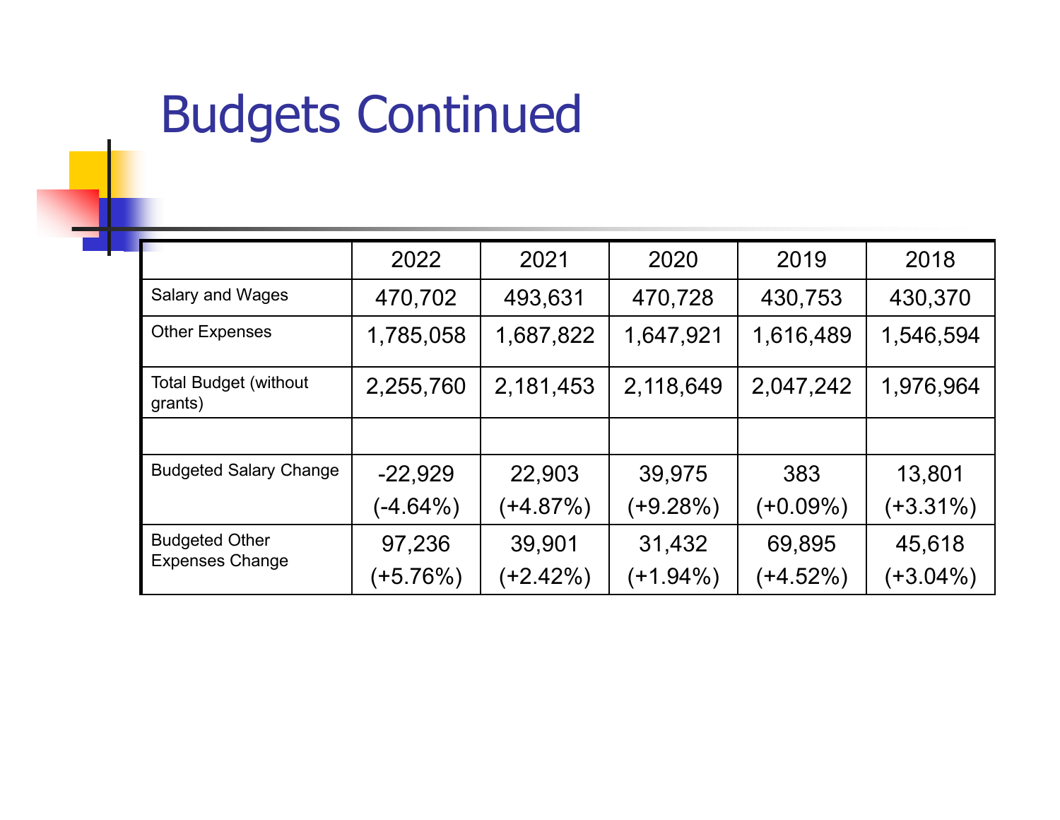# Budgets Continued

| | 2022 | 2021 | 2020 | 2019 | 2018 |
|---|---|---|---|---|---|
| Salary and Wages | 470,702 | 493,631 | 470,728 | 430,753 | 430,370 |
| Other Expenses | 1,785,058 | 1,687,822 | 1,647,921 | 1,616,489 | 1,546,594 |
| Total Budget (without grants) | 2,255,760 | 2,181,453 | 2,118,649 | 2,047,242 | 1,976,964 |
| | | | | | |
| Budgeted Salary Change | -22,929 (-4.64%) | 22,903 (+4.87%) | 39,975 (+9.28%) | 383 (+0.09%) | 13,801 (+3.31%) |
| Budgeted Other Expenses Change | 97,236 (+5.76%) | 39,901 (+2.42%) | 31,432 (+1.94%) | 69,895 (+4.52%) | 45,618 (+3.04%) |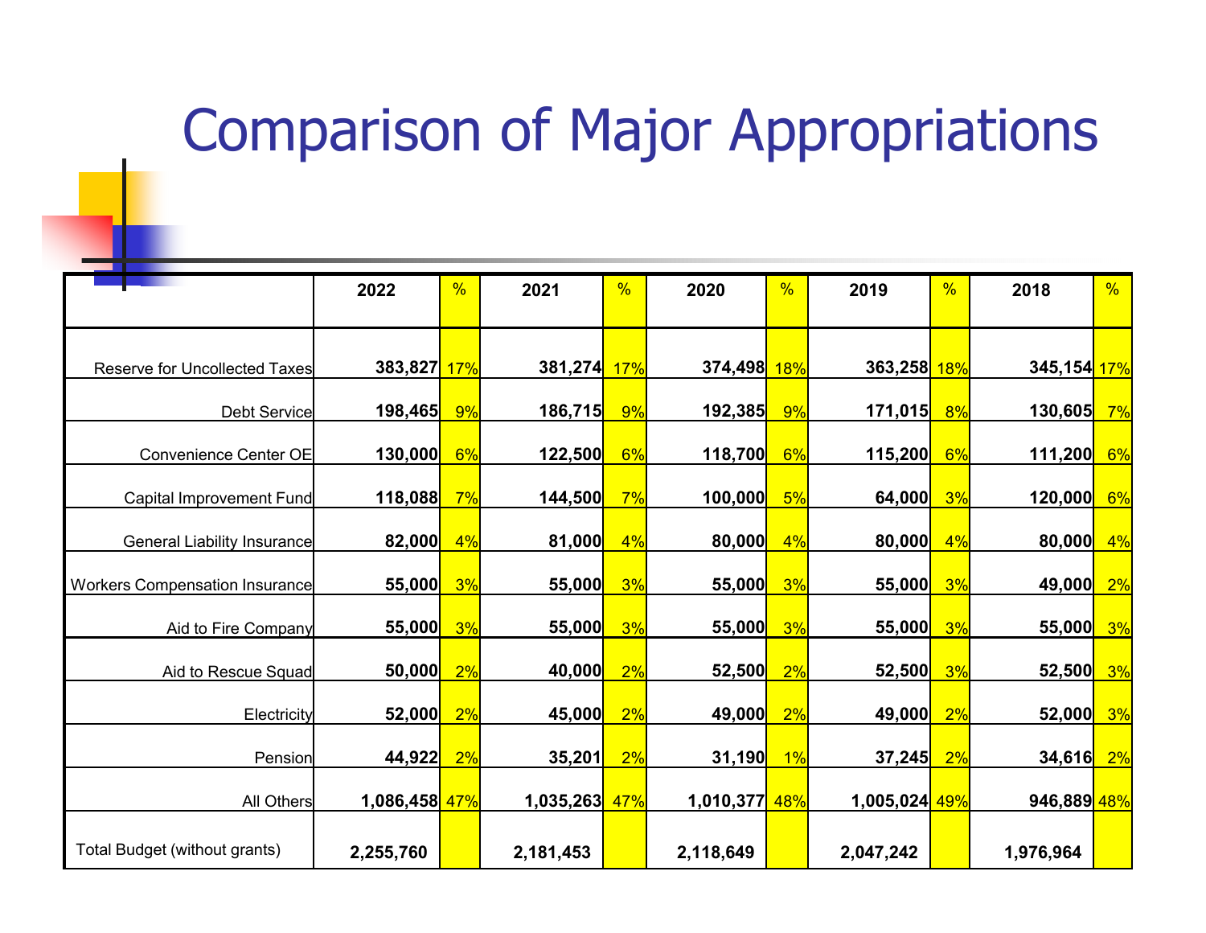# Comparison of Major Appropriations

| | 2022 | % | 2021 | % | 2020 | % | 2019 | % | 2018 | % |
|---|---|---|---|---|---|---|---|---|---|---|
| Reserve for Uncollected Taxes | **383,827** | 17% | **381,274** | 17% | **374,498** | 18% | **363,258** | 18% | **345,154** | 17% |
| Debt Service | **198,465** | 9% | **186,715** | 9% | **192,385** | 9% | **171,015** | 8% | **130,605** | 7% |
| Convenience Center OE | **130,000** | 6% | **122,500** | 6% | **118,700** | 6% | **115,200** | 6% | **111,200** | 6% |
| Capital Improvement Fund | **118,088** | 7% | **144,500** | 7% | **100,000** | 5% | **64,000** | 3% | **120,000** | 6% |
| General Liability Insurance | **82,000** | 4% | **81,000** | 4% | **80,000** | 4% | **80,000** | 4% | **80,000** | 4% |
| Workers Compensation Insurance | **55,000** | 3% | **55,000** | 3% | **55,000** | 3% | **55,000** | 3% | **49,000** | 2% |
| Aid to Fire Company | **55,000** | 3% | **55,000** | 3% | **55,000** | 3% | **55,000** | 3% | **55,000** | 3% |
| Aid to Rescue Squad | **50,000** | 2% | **40,000** | 2% | **52,500** | 2% | **52,500** | 3% | **52,500** | 3% |
| Electricity | **52,000** | 2% | **45,000** | 2% | **49,000** | 2% | **49,000** | 2% | **52,000** | 3% |
| Pension | **44,922** | 2% | **35,201** | 2% | **31,190** | 1% | **37,245** | 2% | **34,616** | 2% |
| All Others | **1,086,458** | 47% | **1,035,263** | 47% | **1,010,377** | 48% | **1,005,024** | 49% | **946,889** | 48% |
| Total Budget (without grants) | **2,255,760** | | **2,181,453** | | **2,118,649** | | **2,047,242** | | **1,976,964** | |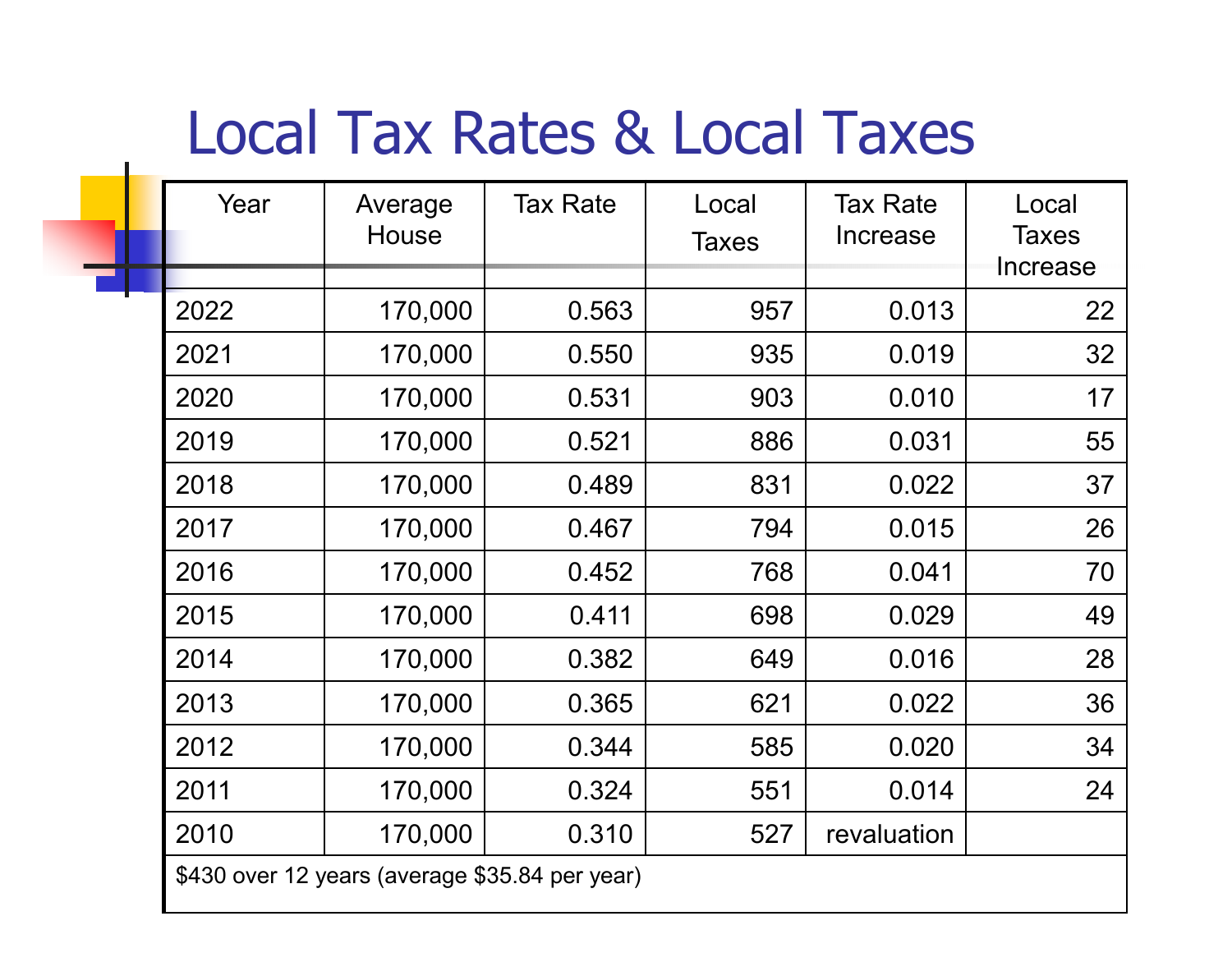# Local Tax Rates & Local Taxes

| Year | Average House | Tax Rate | Local Taxes | Tax Rate Increase | Local Taxes Increase |
|---|---|---|---|---|---|
| 2022 | 170,000 | 0.563 | 957 | 0.013 | 22 |
| 2021 | 170,000 | 0.550 | 935 | 0.019 | 32 |
| 2020 | 170,000 | 0.531 | 903 | 0.010 | 17 |
| 2019 | 170,000 | 0.521 | 886 | 0.031 | 55 |
| 2018 | 170,000 | 0.489 | 831 | 0.022 | 37 |
| 2017 | 170,000 | 0.467 | 794 | 0.015 | 26 |
| 2016 | 170,000 | 0.452 | 768 | 0.041 | 70 |
| 2015 | 170,000 | 0.411 | 698 | 0.029 | 49 |
| 2014 | 170,000 | 0.382 | 649 | 0.016 | 28 |
| 2013 | 170,000 | 0.365 | 621 | 0.022 | 36 |
| 2012 | 170,000 | 0.344 | 585 | 0.020 | 34 |
| 2011 | 170,000 | 0.324 | 551 | 0.014 | 24 |
| 2010 | 170,000 | 0.310 | 527 | revaluation | |
| $430 over 12 years (average $35.84 per year) | | | | | |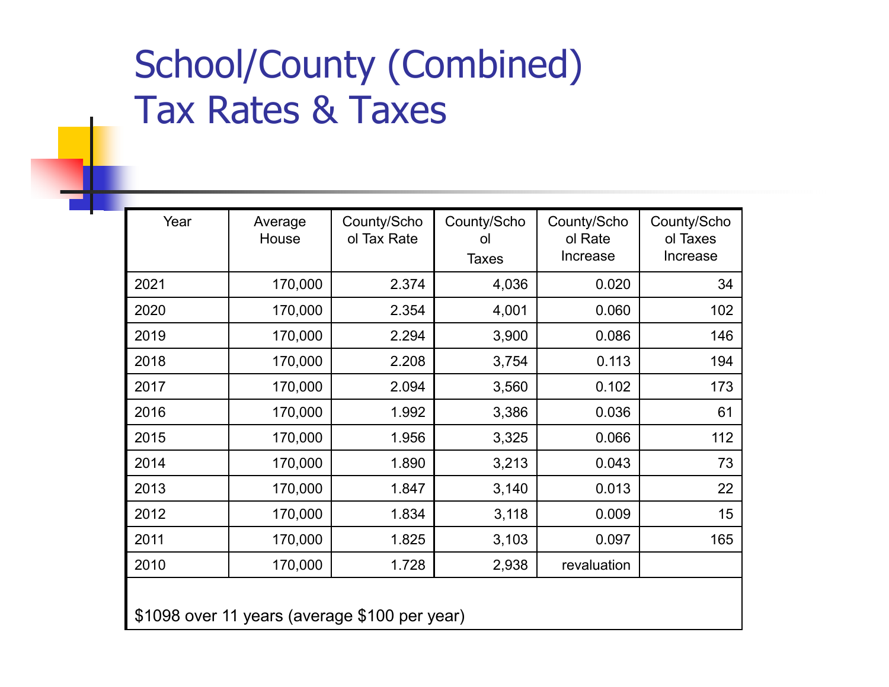# School/County (Combined) Tax Rates & Taxes

| Year | Average House | County/School Tax Rate | County/School Taxes | County/School Rate Increase | County/School Taxes Increase |
|---|---|---|---|---|---|
| 2021 | 170,000 | 2.374 | 4,036 | 0.020 | 34 |
| 2020 | 170,000 | 2.354 | 4,001 | 0.060 | 102 |
| 2019 | 170,000 | 2.294 | 3,900 | 0.086 | 146 |
| 2018 | 170,000 | 2.208 | 3,754 | 0.113 | 194 |
| 2017 | 170,000 | 2.094 | 3,560 | 0.102 | 173 |
| 2016 | 170,000 | 1.992 | 3,386 | 0.036 | 61 |
| 2015 | 170,000 | 1.956 | 3,325 | 0.066 | 112 |
| 2014 | 170,000 | 1.890 | 3,213 | 0.043 | 73 |
| 2013 | 170,000 | 1.847 | 3,140 | 0.013 | 22 |
| 2012 | 170,000 | 1.834 | 3,118 | 0.009 | 15 |
| 2011 | 170,000 | 1.825 | 3,103 | 0.097 | 165 |
| 2010 | 170,000 | 1.728 | 2,938 | revaluation | |

$1098 over 11 years (average $100 per year)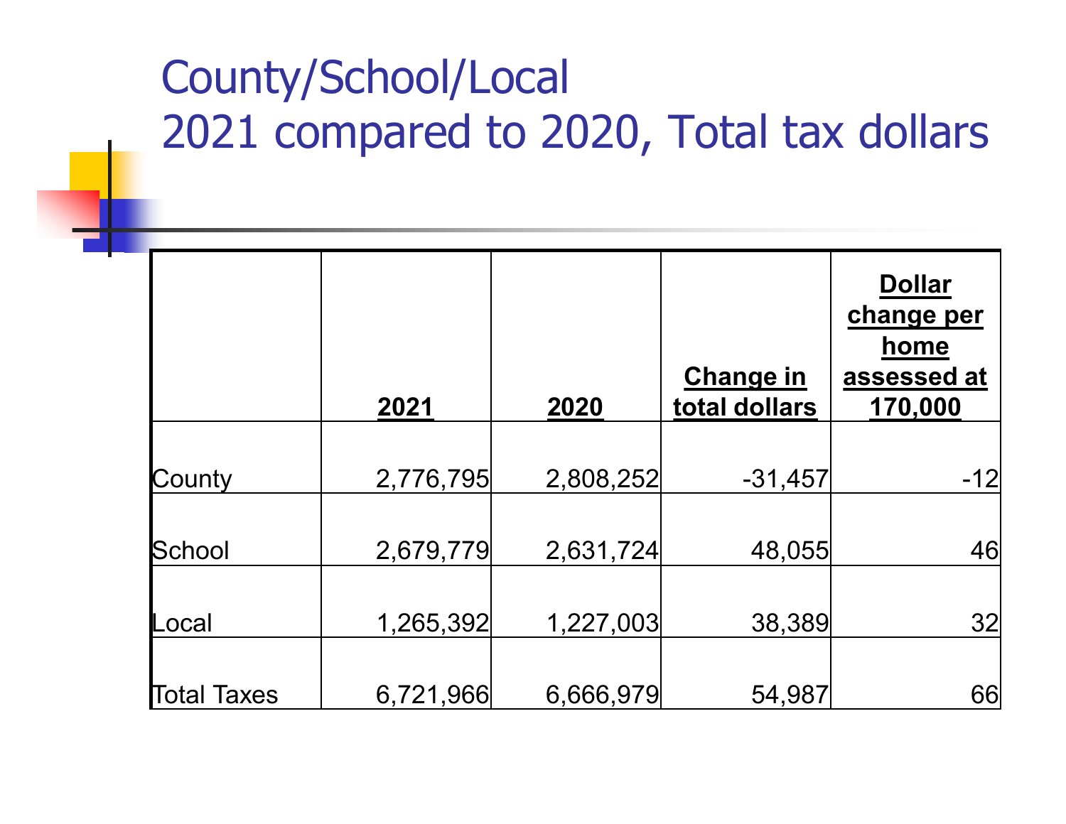# County/School/Local
# 2021 compared to 2020, Total tax dollars

| | 2021 | 2020 | Change in total dollars | Dollar change per home assessed at 170,000 |
|---|---|---|---|---|
| County | 2,776,795 | 2,808,252 | -31,457 | -12 |
| School | 2,679,779 | 2,631,724 | 48,055 | 46 |
| Local | 1,265,392 | 1,227,003 | 38,389 | 32 |
| Total Taxes | 6,721,966 | 6,666,979 | 54,987 | 66 |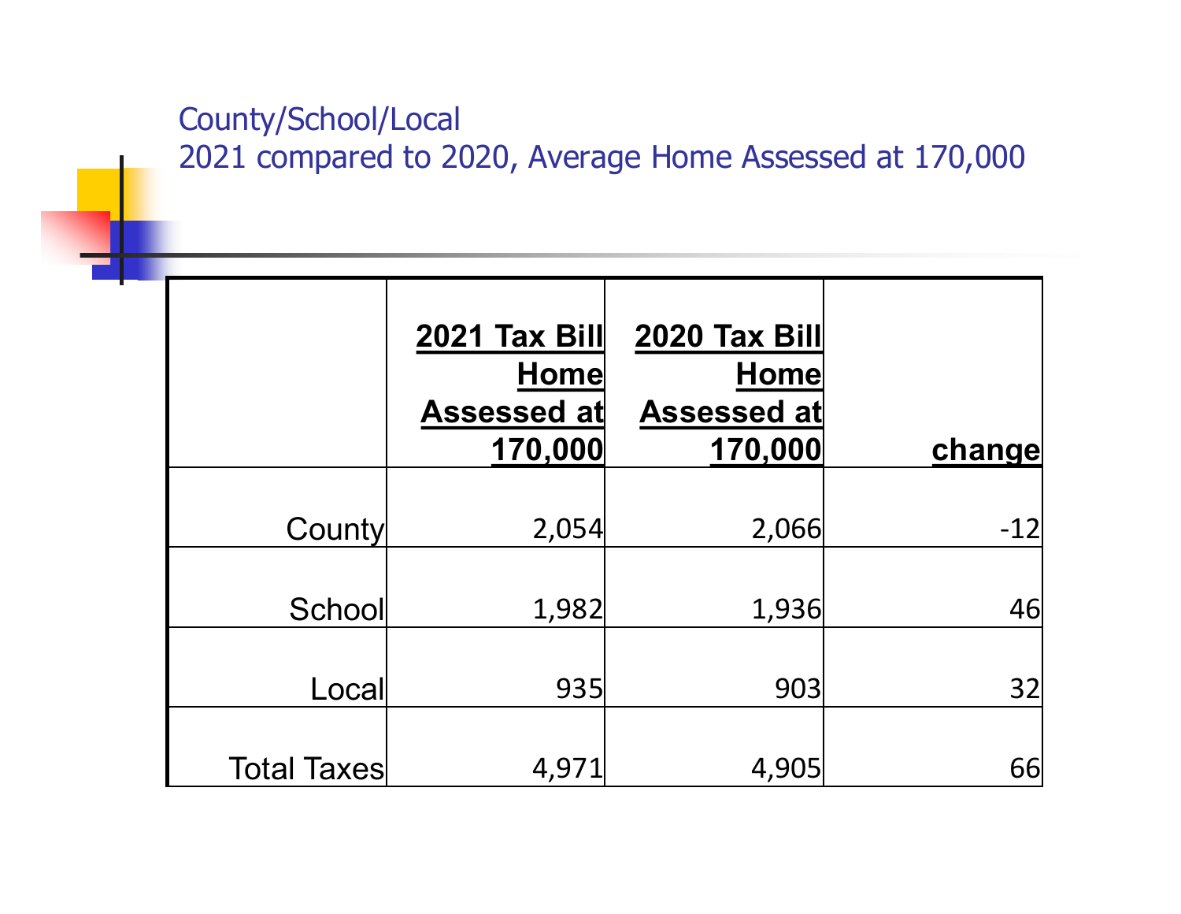## County/School/Local
## 2021 compared to 2020, Average Home Assessed at 170,000

| | 2021 Tax Bill Home Assessed at 170,000 | 2020 Tax Bill Home Assessed at 170,000 | change |
|---|---|---|---|
| County | 2,054 | 2,066 | -12 |
| School | 1,982 | 1,936 | 46 |
| Local | 935 | 903 | 32 |
| Total Taxes | 4,971 | 4,905 | 66 |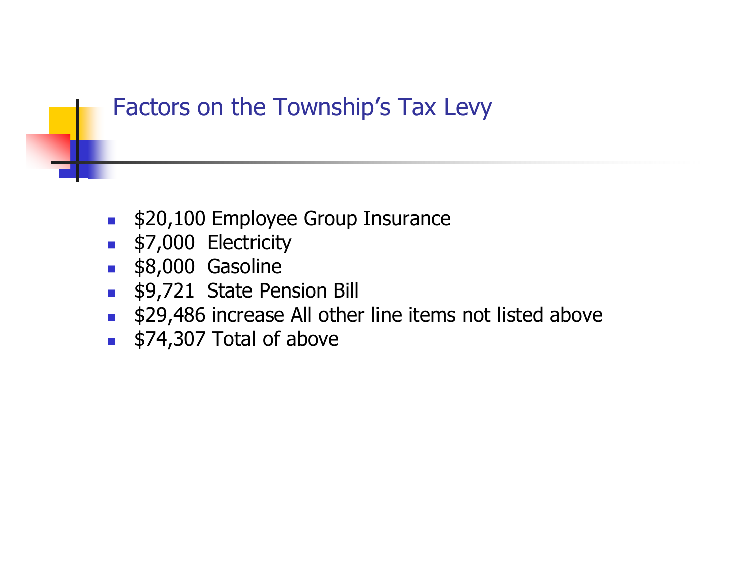# Factors on the Township's Tax Levy

- $20,100 Employee Group Insurance
- $7,000 Electricity
- $8,000 Gasoline
- $9,721 State Pension Bill
- $29,486 increase All other line items not listed above
- $74,307 Total of above